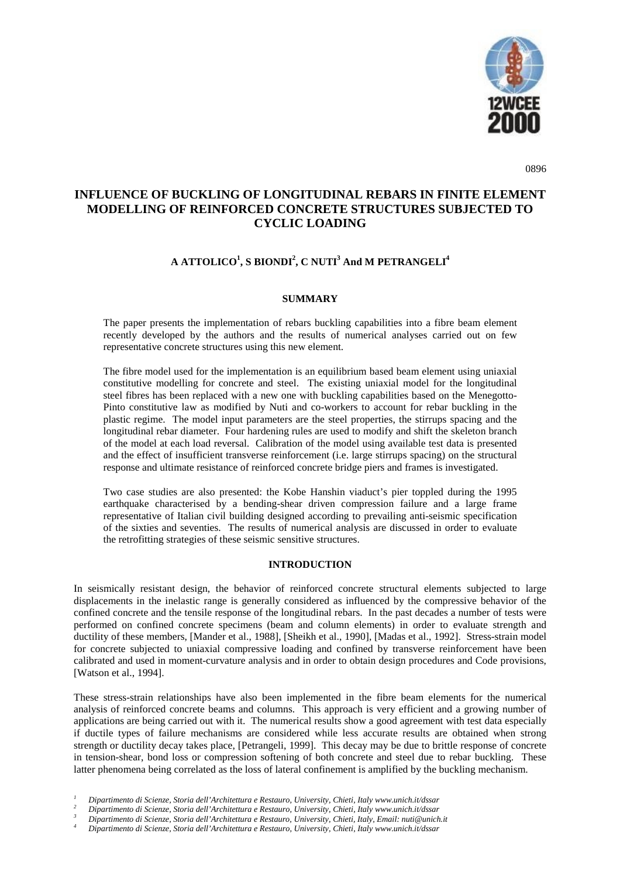0896

# INFLUENCE OF BUCKLING OF LONGITUDINAL REBARS IN FINITE ELEMENT MODELLING OF REINFORCED CONCRETE STRUCTURES SUBJECTED TO CYCLIC LOADING

### A ATTOLICO[1], S BIONDI[2], C NUTI[3] And M PETRANGELI[4]

## SUMMARY

The paper presents the implementation of rebars buckling capabilities into a fibre beam element recently developed by the authors and the results of numerical analyses carried out on few representative concrete structures using this new element.

The fibre model used for the implementation is an equilibrium based beam element using uniaxial constitutive modelling for concrete and steel. The existing uniaxial model for the longitudinal steel fibres has been replaced with a new one with buckling capabilities based on the Menegotto-Pinto constitutive law as modified by Nuti and co-workers to account for rebar buckling in the plastic regime. The model input parameters are the steel properties, the stirrups spacing and the longitudinal rebar diameter. Four hardening rules are used to modify and shift the skeleton branch of the model at each load reversal. Calibration of the model using available test data is presented and the effect of insufficient transverse reinforcement (i.e. large stirrups spacing) on the structural response and ultimate resistance of reinforced concrete bridge piers and frames is investigated.

Two case studies are also presented: the Kobe Hanshin viaduct's pier toppled during the 1995 earthquake characterised by a bending-shear driven compression failure and a large frame representative of Italian civil building designed according to prevailing anti-seismic specification of the sixties and seventies. The results of numerical analysis are discussed in order to evaluate the retrofitting strategies of these seismic sensitive structures.

## INTRODUCTION

In seismically resistant design, the behavior of reinforced concrete structural elements subjected to large displacements in the inelastic range is generally considered as influenced by the compressive behavior of the confined concrete and the tensile response of the longitudinal rebars. In the past decades a number of tests were performed on confined concrete specimens (beam and column elements) in order to evaluate strength and ductility of these members, [Mander et al., 1988], [Sheikh et al., 1990], [Madas et al., 1992]. Stress-strain model for concrete subjected to uniaxial compressive loading and confined by transverse reinforcement have been calibrated and used in moment-curvature analysis and in order to obtain design procedures and Code provisions, [Watson et al., 1994].

These stress-strain relationships have also been implemented in the fibre beam elements for the numerical analysis of reinforced concrete beams and columns. This approach is very efficient and a growing number of applications are being carried out with it. The numerical results show a good agreement with test data especially if ductile types of failure mechanisms are considered while less accurate results are obtained when strong strength or ductility decay takes place, [Petrangeli, 1999]. This decay may be due to brittle response of concrete in tension-shear, bond loss or compression softening of both concrete and steel due to rebar buckling. These latter phenomena being correlated as the loss of lateral confinement is amplified by the buckling mechanism.

[1] *Dipartimento di Scienze, Storia dell'Architettura e Restauro, University, Chieti, Italy www.unich.it/dssar*
[2] *Dipartimento di Scienze, Storia dell'Architettura e Restauro, University, Chieti, Italy www.unich.it/dssar*
[3] *Dipartimento di Scienze, Storia dell'Architettura e Restauro, University, Chieti, Italy, Email: nuti@unich.it*
[4] *Dipartimento di Scienze, Storia dell'Architettura e Restauro, University, Chieti, Italy www.unich.it/dssar*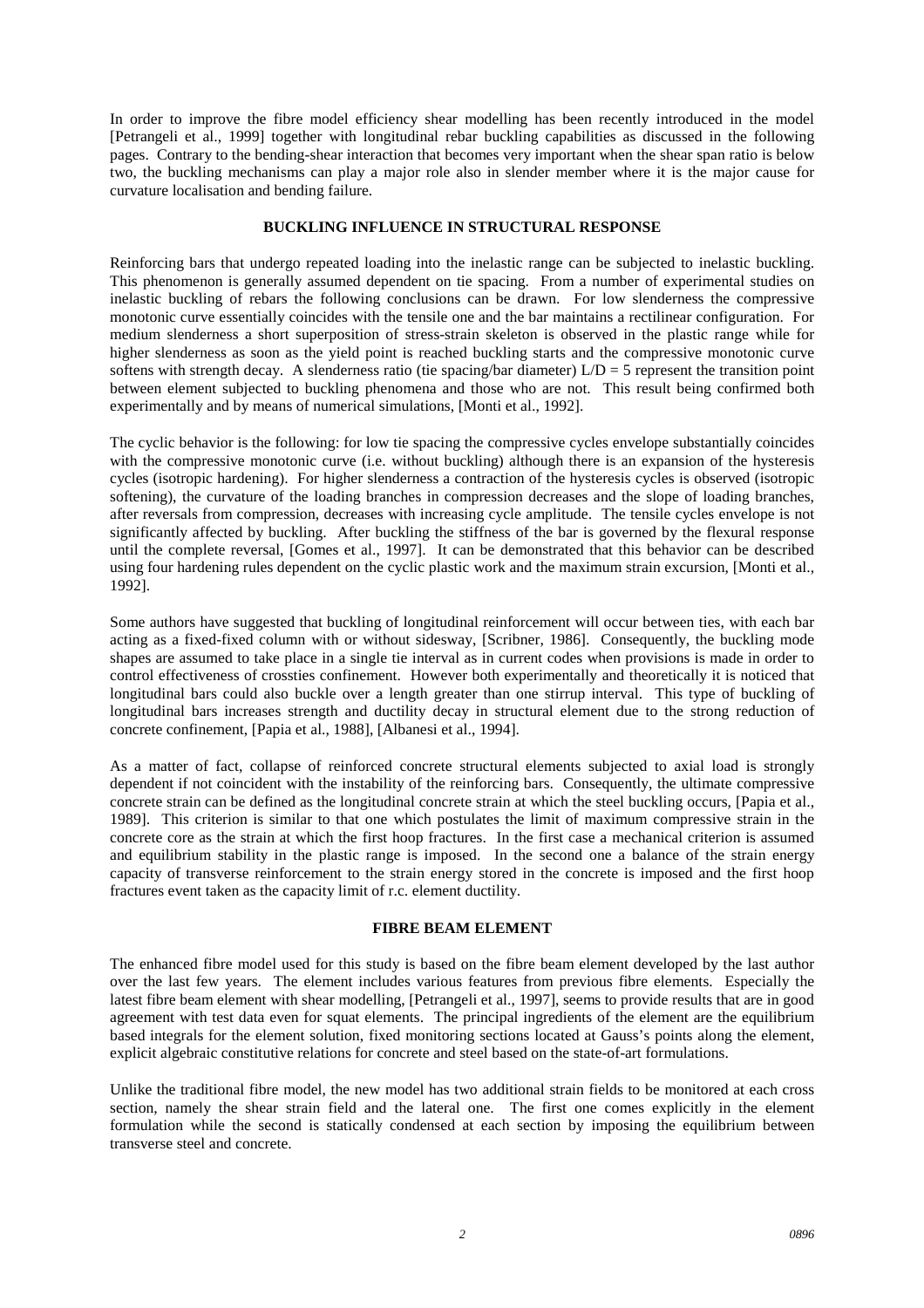In order to improve the fibre model efficiency shear modelling has been recently introduced in the model [Petrangeli et al., 1999] together with longitudinal rebar buckling capabilities as discussed in the following pages. Contrary to the bending-shear interaction that becomes very important when the shear span ratio is below two, the buckling mechanisms can play a major role also in slender member where it is the major cause for curvature localisation and bending failure.

## BUCKLING INFLUENCE IN STRUCTURAL RESPONSE

Reinforcing bars that undergo repeated loading into the inelastic range can be subjected to inelastic buckling. This phenomenon is generally assumed dependent on tie spacing. From a number of experimental studies on inelastic buckling of rebars the following conclusions can be drawn. For low slenderness the compressive monotonic curve essentially coincides with the tensile one and the bar maintains a rectilinear configuration. For medium slenderness a short superposition of stress-strain skeleton is observed in the plastic range while for higher slenderness as soon as the yield point is reached buckling starts and the compressive monotonic curve softens with strength decay. A slenderness ratio (tie spacing/bar diameter) $L/D = 5$ represent the transition point between element subjected to buckling phenomena and those who are not. This result being confirmed both experimentally and by means of numerical simulations, [Monti et al., 1992].

The cyclic behavior is the following: for low tie spacing the compressive cycles envelope substantially coincides with the compressive monotonic curve (i.e. without buckling) although there is an expansion of the hysteresis cycles (isotropic hardening). For higher slenderness a contraction of the hysteresis cycles is observed (isotropic softening), the curvature of the loading branches in compression decreases and the slope of loading branches, after reversals from compression, decreases with increasing cycle amplitude. The tensile cycles envelope is not significantly affected by buckling. After buckling the stiffness of the bar is governed by the flexural response until the complete reversal, [Gomes et al., 1997]. It can be demonstrated that this behavior can be described using four hardening rules dependent on the cyclic plastic work and the maximum strain excursion, [Monti et al., 1992].

Some authors have suggested that buckling of longitudinal reinforcement will occur between ties, with each bar acting as a fixed-fixed column with or without sidesway, [Scribner, 1986]. Consequently, the buckling mode shapes are assumed to take place in a single tie interval as in current codes when provisions is made in order to control effectiveness of crossties confinement. However both experimentally and theoretically it is noticed that longitudinal bars could also buckle over a length greater than one stirrup interval. This type of buckling of longitudinal bars increases strength and ductility decay in structural element due to the strong reduction of concrete confinement, [Papia et al., 1988], [Albanesi et al., 1994].

As a matter of fact, collapse of reinforced concrete structural elements subjected to axial load is strongly dependent if not coincident with the instability of the reinforcing bars. Consequently, the ultimate compressive concrete strain can be defined as the longitudinal concrete strain at which the steel buckling occurs, [Papia et al., 1989]. This criterion is similar to that one which postulates the limit of maximum compressive strain in the concrete core as the strain at which the first hoop fractures. In the first case a mechanical criterion is assumed and equilibrium stability in the plastic range is imposed. In the second one a balance of the strain energy capacity of transverse reinforcement to the strain energy stored in the concrete is imposed and the first hoop fractures event taken as the capacity limit of r.c. element ductility.

## FIBRE BEAM ELEMENT

The enhanced fibre model used for this study is based on the fibre beam element developed by the last author over the last few years. The element includes various features from previous fibre elements. Especially the latest fibre beam element with shear modelling, [Petrangeli et al., 1997], seems to provide results that are in good agreement with test data even for squat elements. The principal ingredients of the element are the equilibrium based integrals for the element solution, fixed monitoring sections located at Gauss's points along the element, explicit algebraic constitutive relations for concrete and steel based on the state-of-art formulations.

Unlike the traditional fibre model, the new model has two additional strain fields to be monitored at each cross section, namely the shear strain field and the lateral one. The first one comes explicitly in the element formulation while the second is statically condensed at each section by imposing the equilibrium between transverse steel and concrete.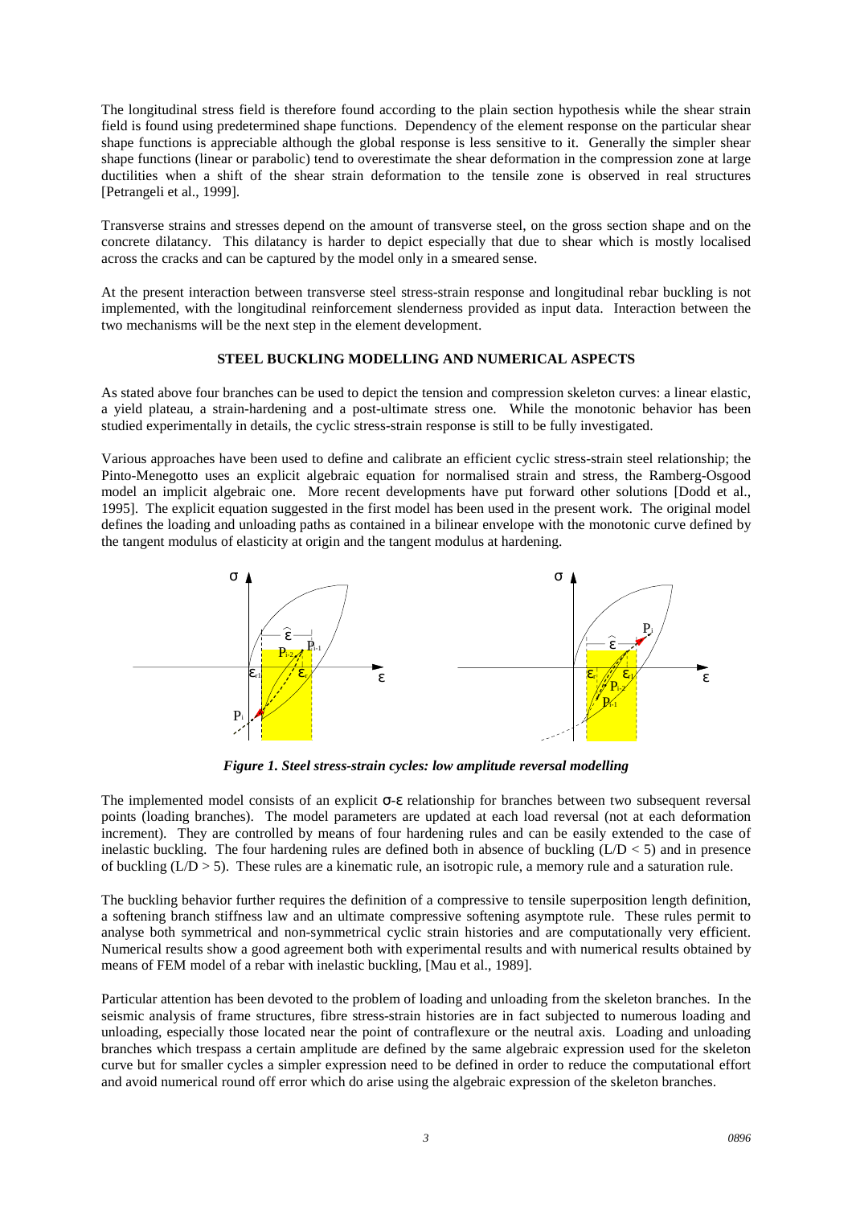The longitudinal stress field is therefore found according to the plain section hypothesis while the shear strain field is found using predetermined shape functions. Dependency of the element response on the particular shear shape functions is appreciable although the global response is less sensitive to it. Generally the simpler shear shape functions (linear or parabolic) tend to overestimate the shear deformation in the compression zone at large ductilities when a shift of the shear strain deformation to the tensile zone is observed in real structures [Petrangeli et al., 1999].

Transverse strains and stresses depend on the amount of transverse steel, on the gross section shape and on the concrete dilatancy. This dilatancy is harder to depict especially that due to shear which is mostly localised across the cracks and can be captured by the model only in a smeared sense.

At the present interaction between transverse steel stress-strain response and longitudinal rebar buckling is not implemented, with the longitudinal reinforcement slenderness provided as input data. Interaction between the two mechanisms will be the next step in the element development.

## STEEL BUCKLING MODELLING AND NUMERICAL ASPECTS

As stated above four branches can be used to depict the tension and compression skeleton curves: a linear elastic, a yield plateau, a strain-hardening and a post-ultimate stress one. While the monotonic behavior has been studied experimentally in details, the cyclic stress-strain response is still to be fully investigated.

Various approaches have been used to define and calibrate an efficient cyclic stress-strain steel relationship; the Pinto-Menegotto uses an explicit algebraic equation for normalised strain and stress, the Ramberg-Osgood model an implicit algebraic one. More recent developments have put forward other solutions [Dodd et al., 1995]. The explicit equation suggested in the first model has been used in the present work. The original model defines the loading and unloading paths as contained in a bilinear envelope with the monotonic curve defined by the tangent modulus of elasticity at origin and the tangent modulus at hardening.

*Figure 1. Steel stress-strain cycles: low amplitude reversal modelling*

The implemented model consists of an explicit $\sigma$-$\varepsilon$ relationship for branches between two subsequent reversal points (loading branches). The model parameters are updated at each load reversal (not at each deformation increment). They are controlled by means of four hardening rules and can be easily extended to the case of inelastic buckling. The four hardening rules are defined both in absence of buckling ($L/D < 5$) and in presence of buckling ($L/D > 5$). These rules are a kinematic rule, an isotropic rule, a memory rule and a saturation rule.

The buckling behavior further requires the definition of a compressive to tensile superposition length definition, a softening branch stiffness law and an ultimate compressive softening asymptote rule. These rules permit to analyse both symmetrical and non-symmetrical cyclic strain histories and are computationally very efficient. Numerical results show a good agreement both with experimental results and with numerical results obtained by means of FEM model of a rebar with inelastic buckling, [Mau et al., 1989].

Particular attention has been devoted to the problem of loading and unloading from the skeleton branches. In the seismic analysis of frame structures, fibre stress-strain histories are in fact subjected to numerous loading and unloading, especially those located near the point of contraflexure or the neutral axis. Loading and unloading branches which trespass a certain amplitude are defined by the same algebraic expression used for the skeleton curve but for smaller cycles a simpler expression need to be defined in order to reduce the computational effort and avoid numerical round off error which do arise using the algebraic expression of the skeleton branches.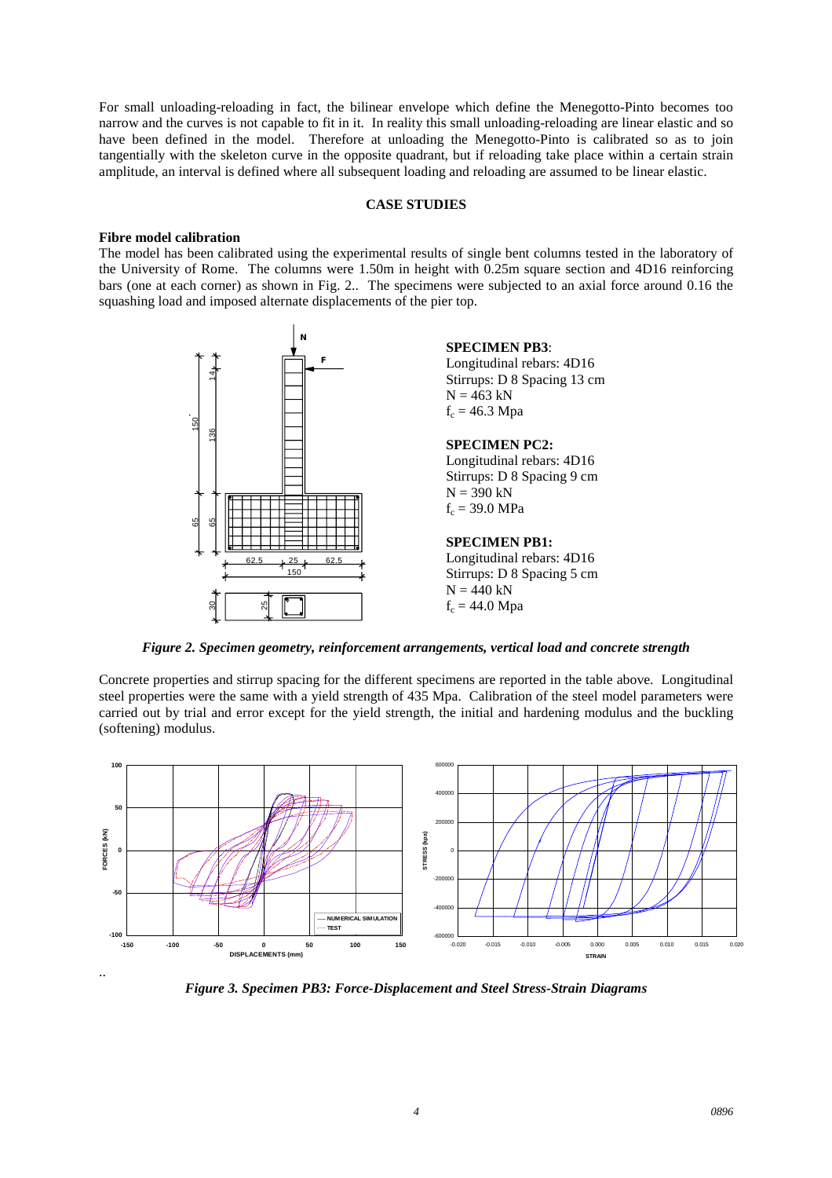For small unloading-reloading in fact, the bilinear envelope which define the Menegotto-Pinto becomes too narrow and the curves is not capable to fit in it. In reality this small unloading-reloading are linear elastic and so have been defined in the model. Therefore at unloading the Menegotto-Pinto is calibrated so as to join tangentially with the skeleton curve in the opposite quadrant, but if reloading take place within a certain strain amplitude, an interval is defined where all subsequent loading and reloading are assumed to be linear elastic.

## CASE STUDIES

### Fibre model calibration

The model has been calibrated using the experimental results of single bent columns tested in the laboratory of the University of Rome. The columns were 1.50m in height with 0.25m square section and 4D16 reinforcing bars (one at each corner) as shown in Fig. 2.. The specimens were subjected to an axial force around 0.16 the squashing load and imposed alternate displacements of the pier top.

**SPECIMEN PB3**:
Longitudinal rebars: 4D16
Stirrups: D 8 Spacing 13 cm
N = 463 kN
$f_c$ = 46.3 Mpa

**SPECIMEN PC2:**
Longitudinal rebars: 4D16
Stirrups: D 8 Spacing 9 cm
N = 390 kN
$f_c$ = 39.0 MPa

**SPECIMEN PB1:**
Longitudinal rebars: 4D16
Stirrups: D 8 Spacing 5 cm
N = 440 kN
$f_c$ = 44.0 Mpa

*Figure 2. Specimen geometry, reinforcement arrangements, vertical load and concrete strength*

Concrete properties and stirrup spacing for the different specimens are reported in the table above. Longitudinal steel properties were the same with a yield strength of 435 Mpa. Calibration of the steel model parameters were carried out by trial and error except for the yield strength, the initial and hardening modulus and the buckling (softening) modulus.

*Figure 3. Specimen PB3: Force-Displacement and Steel Stress-Strain Diagrams*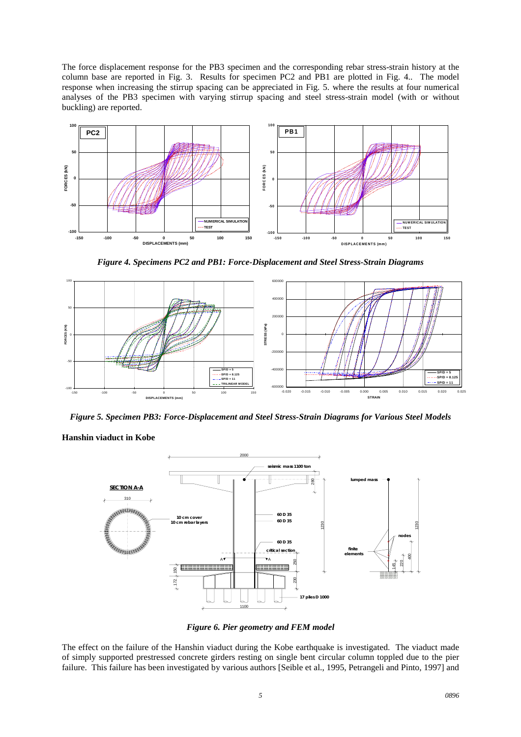The force displacement response for the PB3 specimen and the corresponding rebar stress-strain history at the column base are reported in Fig. 3. Results for specimen PC2 and PB1 are plotted in Fig. 4.. The model response when increasing the stirrup spacing can be appreciated in Fig. 5. where the results at four numerical analyses of the PB3 specimen with varying stirrup spacing and steel stress-strain model (with or without buckling) are reported.

*Figure 4. Specimens PC2 and PB1: Force-Displacement and Steel Stress-Strain Diagrams*

*Figure 5. Specimen PB3: Force-Displacement and Steel Stress-Strain Diagrams for Various Steel Models*

**Hanshin viaduct in Kobe**

*Figure 6. Pier geometry and FEM model*

The effect on the failure of the Hanshin viaduct during the Kobe earthquake is investigated. The viaduct made of simply supported prestressed concrete girders resting on single bent circular column toppled due to the pier failure. This failure has been investigated by various authors [Seible et al., 1995, Petrangeli and Pinto, 1997] and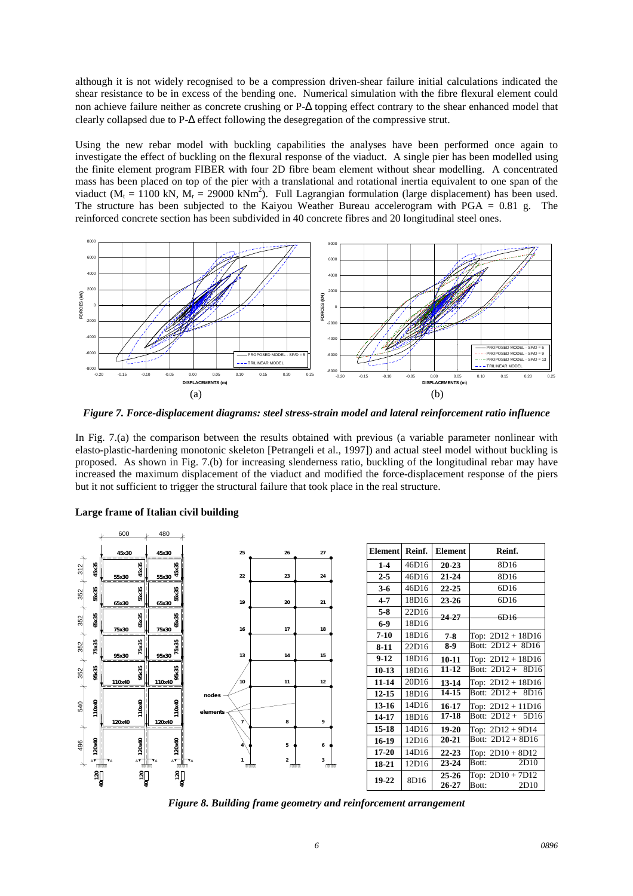although it is not widely recognised to be a compression driven-shear failure initial calculations indicated the shear resistance to be in excess of the bending one. Numerical simulation with the fibre flexural element could non achieve failure neither as concrete crushing or P-Δ topping effect contrary to the shear enhanced model that clearly collapsed due to P-Δ effect following the desegregation of the compressive strut.

Using the new rebar model with buckling capabilities the analyses have been performed once again to investigate the effect of buckling on the flexural response of the viaduct. A single pier has been modelled using the finite element program FIBER with four 2D fibre beam element without shear modelling. A concentrated mass has been placed on top of the pier with a translational and rotational inertia equivalent to one span of the viaduct ($M_t$ = 1100 kN, $M_r$ = 29000 kNm$^2$). Full Lagrangian formulation (large displacement) has been used. The structure has been subjected to the Kaiyou Weather Bureau accelerogram with PGA = 0.81 g. The reinforced concrete section has been subdivided in 40 concrete fibres and 20 longitudinal steel ones.

*Figure 7. Force-displacement diagrams: steel stress-strain model and lateral reinforcement ratio influence*

In Fig. 7.(a) the comparison between the results obtained with previous (a variable parameter nonlinear with elasto-plastic-hardening monotonic skeleton [Petrangeli et al., 1997]) and actual steel model without buckling is proposed. As shown in Fig. 7.(b) for increasing slenderness ratio, buckling of the longitudinal rebar may have increased the maximum displacement of the viaduct and modified the force-displacement response of the piers but it not sufficient to trigger the structural failure that took place in the real structure.

**Large frame of Italian civil building**

| Element | Reinf. | Element | Reinf. |
|---|---|---|---|
| 1-4 | 46D16 | 20-23 | 8D16 |
| 2-5 | 46D16 | 21-24 | 8D16 |
| 3-6 | 46D16 | 22-25 | 6D16 |
| 4-7 | 18D16 | 23-26 | 6D16 |
| 5-8 | 22D16 | 24-27 | 6D16 |
| 6-9 | 18D16 | | |
| 7-10 | 18D16 | 7-8 | Top: 2D12 + 18D16 |
| 8-11 | 22D16 | 8-9 | Bott: 2D12 + 8D16 |
| 9-12 | 18D16 | 10-11 | Top: 2D12 + 18D16 |
| 10-13 | 18D16 | 11-12 | Bott: 2D12 + 8D16 |
| 11-14 | 20D16 | 13-14 | Top: 2D12 + 18D16 |
| 12-15 | 18D16 | 14-15 | Bott: 2D12 + 8D16 |
| 13-16 | 14D16 | 16-17 | Top: 2D12 + 11D16 |
| 14-17 | 18D16 | 17-18 | Bott: 2D12 + 5D16 |
| 15-18 | 14D16 | 19-20 | Top: 2D12 + 9D14 |
| 16-19 | 12D16 | 20-21 | Bott: 2D12 + 8D16 |
| 17-20 | 14D16 | 22-23 | Top: 2D10 + 8D12 |
| 18-21 | 12D16 | 23-24 | Bott: 2D10 |
| 19-22 | 8D16 | 25-26 / 26-27 | Top: 2D10 + 7D12 / Bott: 2D10 |

*Figure 8. Building frame geometry and reinforcement arrangement*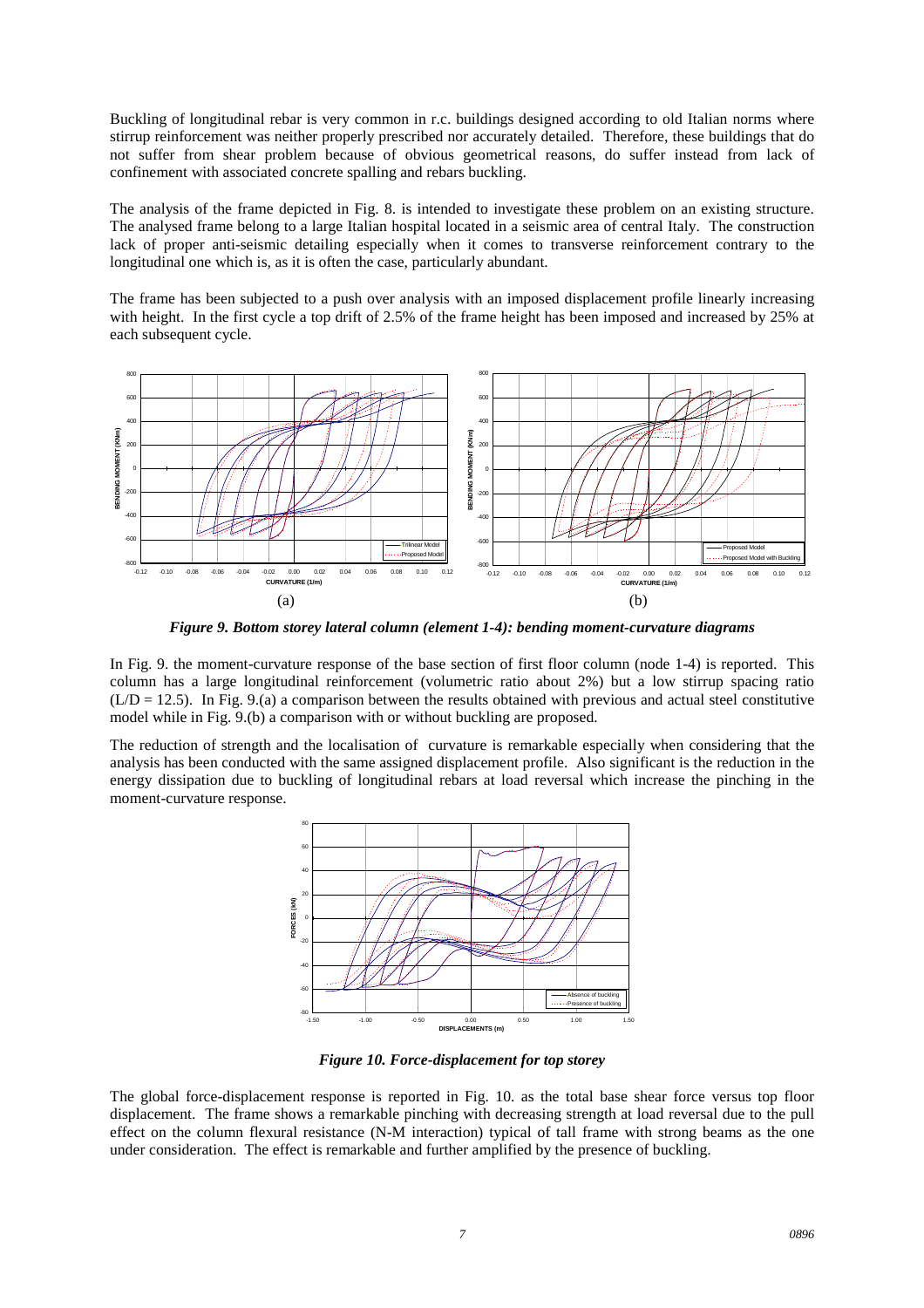Buckling of longitudinal rebar is very common in r.c. buildings designed according to old Italian norms where stirrup reinforcement was neither properly prescribed nor accurately detailed. Therefore, these buildings that do not suffer from shear problem because of obvious geometrical reasons, do suffer instead from lack of confinement with associated concrete spalling and rebars buckling.

The analysis of the frame depicted in Fig. 8. is intended to investigate these problem on an existing structure. The analysed frame belong to a large Italian hospital located in a seismic area of central Italy. The construction lack of proper anti-seismic detailing especially when it comes to transverse reinforcement contrary to the longitudinal one which is, as it is often the case, particularly abundant.

The frame has been subjected to a push over analysis with an imposed displacement profile linearly increasing with height. In the first cycle a top drift of 2.5% of the frame height has been imposed and increased by 25% at each subsequent cycle.

*Figure 9. Bottom storey lateral column (element 1-4): bending moment-curvature diagrams*

In Fig. 9. the moment-curvature response of the base section of first floor column (node 1-4) is reported. This column has a large longitudinal reinforcement (volumetric ratio about 2%) but a low stirrup spacing ratio ($L/D = 12.5$). In Fig. 9.(a) a comparison between the results obtained with previous and actual steel constitutive model while in Fig. 9.(b) a comparison with or without buckling are proposed.

The reduction of strength and the localisation of curvature is remarkable especially when considering that the analysis has been conducted with the same assigned displacement profile. Also significant is the reduction in the energy dissipation due to buckling of longitudinal rebars at load reversal which increase the pinching in the moment-curvature response.

*Figure 10. Force-displacement for top storey*

The global force-displacement response is reported in Fig. 10. as the total base shear force versus top floor displacement. The frame shows a remarkable pinching with decreasing strength at load reversal due to the pull effect on the column flexural resistance (N-M interaction) typical of tall frame with strong beams as the one under consideration. The effect is remarkable and further amplified by the presence of buckling.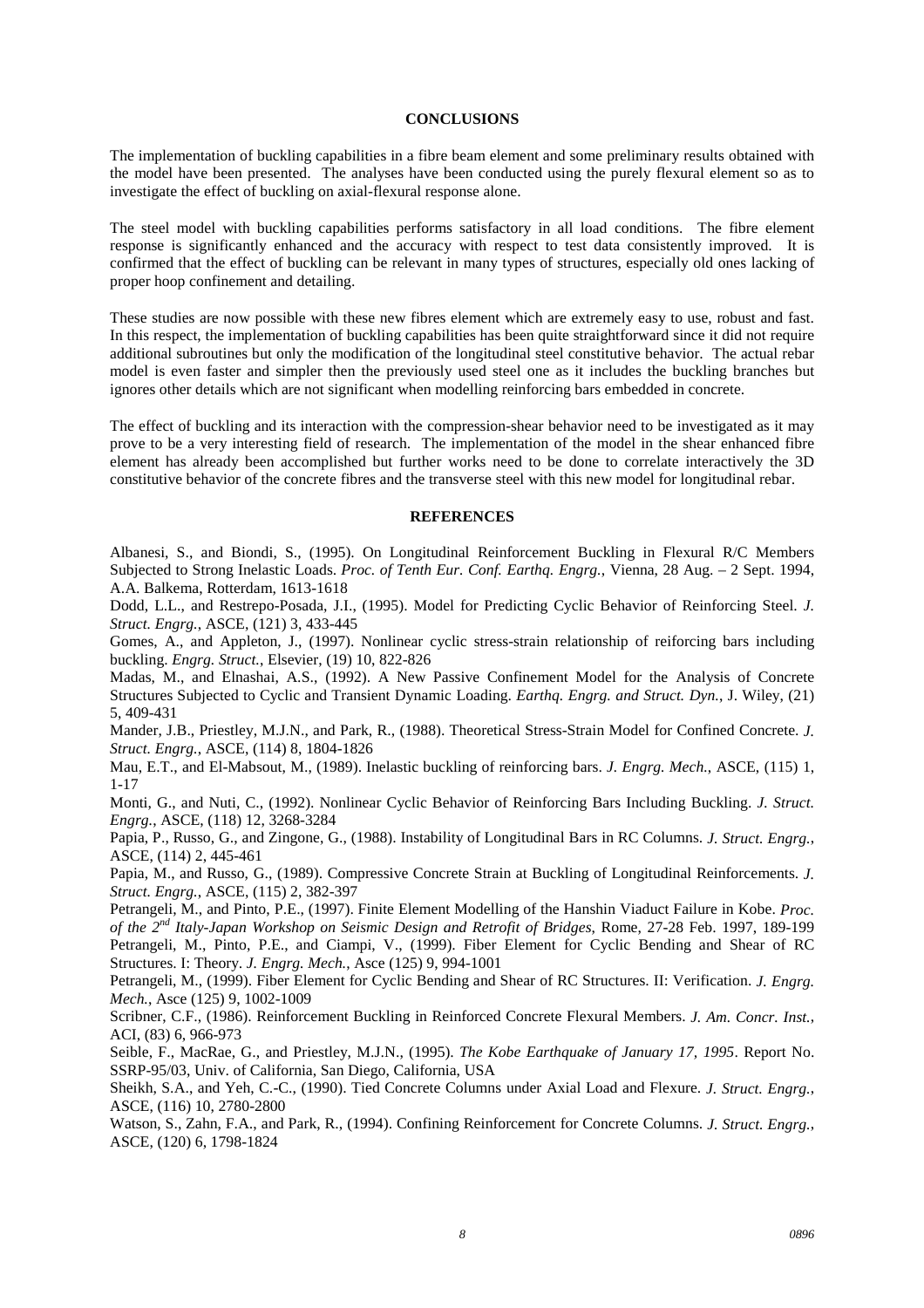## CONCLUSIONS

The implementation of buckling capabilities in a fibre beam element and some preliminary results obtained with the model have been presented. The analyses have been conducted using the purely flexural element so as to investigate the effect of buckling on axial-flexural response alone.

The steel model with buckling capabilities performs satisfactory in all load conditions. The fibre element response is significantly enhanced and the accuracy with respect to test data consistently improved. It is confirmed that the effect of buckling can be relevant in many types of structures, especially old ones lacking of proper hoop confinement and detailing.

These studies are now possible with these new fibres element which are extremely easy to use, robust and fast. In this respect, the implementation of buckling capabilities has been quite straightforward since it did not require additional subroutines but only the modification of the longitudinal steel constitutive behavior. The actual rebar model is even faster and simpler then the previously used steel one as it includes the buckling branches but ignores other details which are not significant when modelling reinforcing bars embedded in concrete.

The effect of buckling and its interaction with the compression-shear behavior need to be investigated as it may prove to be a very interesting field of research. The implementation of the model in the shear enhanced fibre element has already been accomplished but further works need to be done to correlate interactively the 3D constitutive behavior of the concrete fibres and the transverse steel with this new model for longitudinal rebar.

## REFERENCES

Albanesi, S., and Biondi, S., (1995). On Longitudinal Reinforcement Buckling in Flexural R/C Members Subjected to Strong Inelastic Loads. *Proc. of Tenth Eur. Conf. Earthq. Engrg.*, Vienna, 28 Aug. – 2 Sept. 1994, A.A. Balkema, Rotterdam, 1613-1618

Dodd, L.L., and Restrepo-Posada, J.I., (1995). Model for Predicting Cyclic Behavior of Reinforcing Steel. *J. Struct. Engrg.*, ASCE, (121) 3, 433-445

Gomes, A., and Appleton, J., (1997). Nonlinear cyclic stress-strain relationship of reiforcing bars including buckling. *Engrg. Struct.*, Elsevier, (19) 10, 822-826

Madas, M., and Elnashai, A.S., (1992). A New Passive Confinement Model for the Analysis of Concrete Structures Subjected to Cyclic and Transient Dynamic Loading. *Earthq. Engrg. and Struct. Dyn.*, J. Wiley, (21) 5, 409-431

Mander, J.B., Priestley, M.J.N., and Park, R., (1988). Theoretical Stress-Strain Model for Confined Concrete. *J. Struct. Engrg.*, ASCE, (114) 8, 1804-1826

Mau, E.T., and El-Mabsout, M., (1989). Inelastic buckling of reinforcing bars. *J. Engrg. Mech.*, ASCE, (115) 1, 1-17

Monti, G., and Nuti, C., (1992). Nonlinear Cyclic Behavior of Reinforcing Bars Including Buckling. *J. Struct. Engrg.*, ASCE, (118) 12, 3268-3284

Papia, P., Russo, G., and Zingone, G., (1988). Instability of Longitudinal Bars in RC Columns. *J. Struct. Engrg.*, ASCE, (114) 2, 445-461

Papia, M., and Russo, G., (1989). Compressive Concrete Strain at Buckling of Longitudinal Reinforcements. *J. Struct. Engrg.*, ASCE, (115) 2, 382-397

Petrangeli, M., and Pinto, P.E., (1997). Finite Element Modelling of the Hanshin Viaduct Failure in Kobe. *Proc. of the 2nd Italy-Japan Workshop on Seismic Design and Retrofit of Bridges*, Rome, 27-28 Feb. 1997, 189-199

Petrangeli, M., Pinto, P.E., and Ciampi, V., (1999). Fiber Element for Cyclic Bending and Shear of RC Structures. I: Theory. *J. Engrg. Mech.*, Asce (125) 9, 994-1001

Petrangeli, M., (1999). Fiber Element for Cyclic Bending and Shear of RC Structures. II: Verification. *J. Engrg. Mech.*, Asce (125) 9, 1002-1009

Scribner, C.F., (1986). Reinforcement Buckling in Reinforced Concrete Flexural Members. *J. Am. Concr. Inst.*, ACI, (83) 6, 966-973

Seible, F., MacRae, G., and Priestley, M.J.N., (1995). *The Kobe Earthquake of January 17, 1995*. Report No. SSRP-95/03, Univ. of California, San Diego, California, USA

Sheikh, S.A., and Yeh, C.-C., (1990). Tied Concrete Columns under Axial Load and Flexure. *J. Struct. Engrg.*, ASCE, (116) 10, 2780-2800

Watson, S., Zahn, F.A., and Park, R., (1994). Confining Reinforcement for Concrete Columns. *J. Struct. Engrg.*, ASCE, (120) 6, 1798-1824